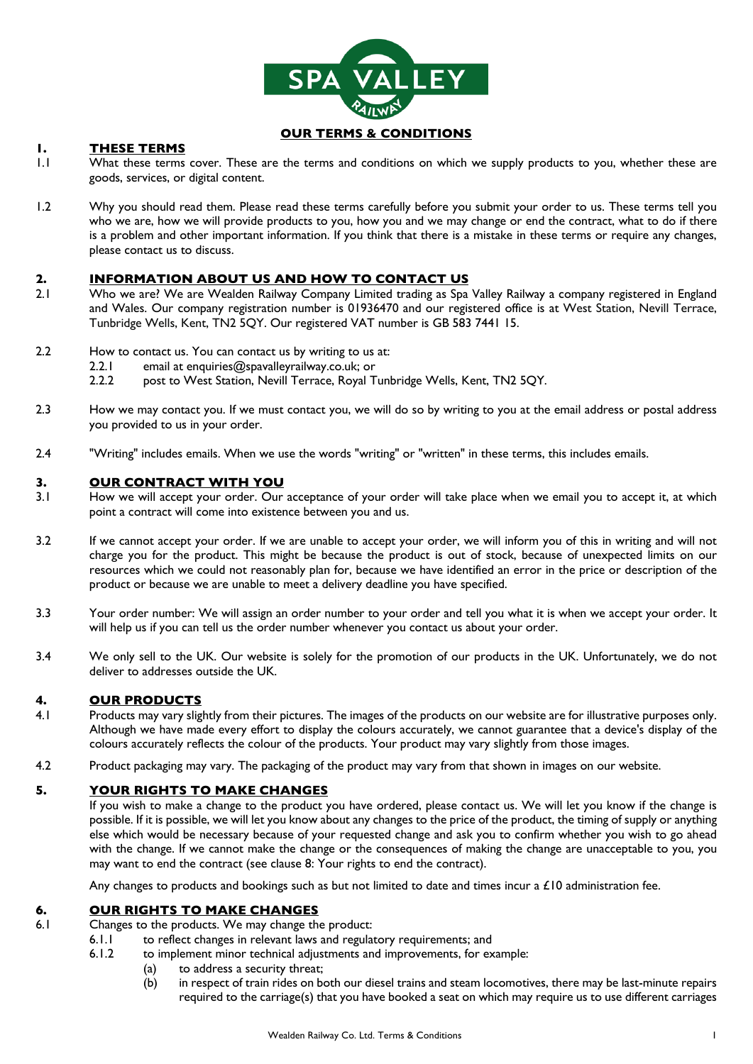# OUR TERMS & CONDITIONS

## 1. THESE TERMS

1.1 What these terms cover. These are the terms and conditions on which we supply products to you, whether these are goods, services, or digital content.

1.2 Why you should read them. Please read these terms carefully before you submit your order to us. These terms tell you who we are, how we will provide products to you, how you and we may change or end the contract, what to do if there is a problem and other important information. If you think that there is a mistake in these terms or require any changes, please contact us to discuss.

## 2. INFORMATION ABOUT US AND HOW TO CONTACT US

2.1 Who we are? We are Wealden Railway Company Limited trading as Spa Valley Railway a company registered in England and Wales. Our company registration number is 01936470 and our registered office is at West Station, Nevill Terrace, Tunbridge Wells, Kent, TN2 5QY. Our registered VAT number is GB 583 7441 15.

2.2 How to contact us. You can contact us by writing to us at:

- 2.2.1 email at enquiries@spavalleyrailway.co.uk; or
- 2.2.2 post to West Station, Nevill Terrace, Royal Tunbridge Wells, Kent, TN2 5QY.

2.3 How we may contact you. If we must contact you, we will do so by writing to you at the email address or postal address you provided to us in your order.

2.4 "Writing" includes emails. When we use the words "writing" or "written" in these terms, this includes emails.

## 3. OUR CONTRACT WITH YOU

3.1 How we will accept your order. Our acceptance of your order will take place when we email you to accept it, at which point a contract will come into existence between you and us.

3.2 If we cannot accept your order. If we are unable to accept your order, we will inform you of this in writing and will not charge you for the product. This might be because the product is out of stock, because of unexpected limits on our resources which we could not reasonably plan for, because we have identified an error in the price or description of the product or because we are unable to meet a delivery deadline you have specified.

3.3 Your order number: We will assign an order number to your order and tell you what it is when we accept your order. It will help us if you can tell us the order number whenever you contact us about your order.

3.4 We only sell to the UK. Our website is solely for the promotion of our products in the UK. Unfortunately, we do not deliver to addresses outside the UK.

## 4. OUR PRODUCTS

4.1 Products may vary slightly from their pictures. The images of the products on our website are for illustrative purposes only. Although we have made every effort to display the colours accurately, we cannot guarantee that a device's display of the colours accurately reflects the colour of the products. Your product may vary slightly from those images.

4.2 Product packaging may vary. The packaging of the product may vary from that shown in images on our website.

## 5. YOUR RIGHTS TO MAKE CHANGES

If you wish to make a change to the product you have ordered, please contact us. We will let you know if the change is possible. If it is possible, we will let you know about any changes to the price of the product, the timing of supply or anything else which would be necessary because of your requested change and ask you to confirm whether you wish to go ahead with the change. If we cannot make the change or the consequences of making the change are unacceptable to you, you may want to end the contract (see clause 8: Your rights to end the contract).

Any changes to products and bookings such as but not limited to date and times incur a £10 administration fee.

## 6. OUR RIGHTS TO MAKE CHANGES

6.1 Changes to the products. We may change the product:

- 6.1.1 to reflect changes in relevant laws and regulatory requirements; and
- 6.1.2 to implement minor technical adjustments and improvements, for example:
  - (a) to address a security threat;
  - (b) in respect of train rides on both our diesel trains and steam locomotives, there may be last-minute repairs required to the carriage(s) that you have booked a seat on which may require us to use different carriages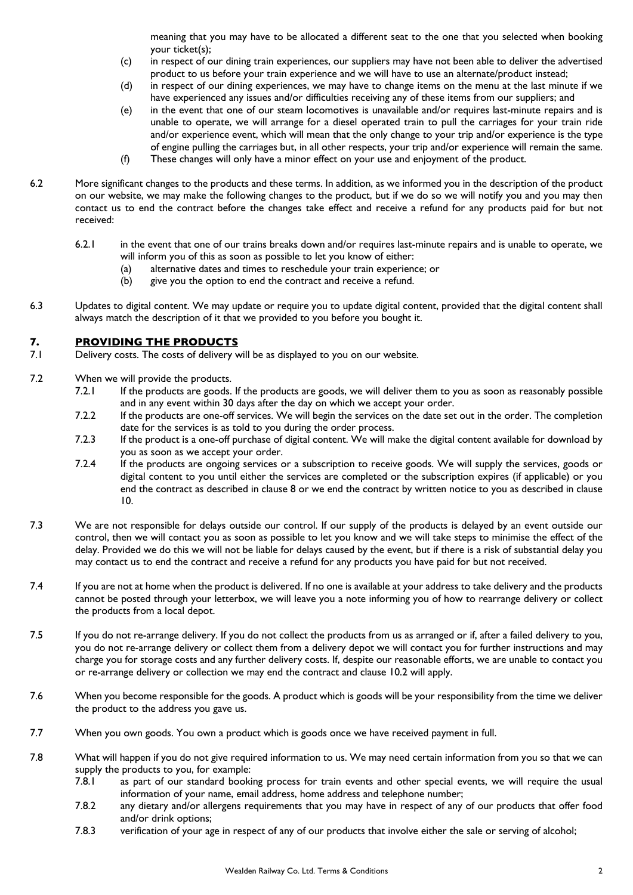meaning that you may have to be allocated a different seat to the one that you selected when booking your ticket(s);

(c) in respect of our dining train experiences, our suppliers may have not been able to deliver the advertised product to us before your train experience and we will have to use an alternate/product instead;

(d) in respect of our dining experiences, we may have to change items on the menu at the last minute if we have experienced any issues and/or difficulties receiving any of these items from our suppliers; and

(e) in the event that one of our steam locomotives is unavailable and/or requires last-minute repairs and is unable to operate, we will arrange for a diesel operated train to pull the carriages for your train ride and/or experience event, which will mean that the only change to your trip and/or experience is the type of engine pulling the carriages but, in all other respects, your trip and/or experience will remain the same.

(f) These changes will only have a minor effect on your use and enjoyment of the product.

6.2 More significant changes to the products and these terms. In addition, as we informed you in the description of the product on our website, we may make the following changes to the product, but if we do so we will notify you and you may then contact us to end the contract before the changes take effect and receive a refund for any products paid for but not received:

6.2.1 in the event that one of our trains breaks down and/or requires last-minute repairs and is unable to operate, we will inform you of this as soon as possible to let you know of either:

(a) alternative dates and times to reschedule your train experience; or

(b) give you the option to end the contract and receive a refund.

6.3 Updates to digital content. We may update or require you to update digital content, provided that the digital content shall always match the description of it that we provided to you before you bought it.

## 7. PROVIDING THE PRODUCTS

7.1 Delivery costs. The costs of delivery will be as displayed to you on our website.

7.2 When we will provide the products.

7.2.1 If the products are goods. If the products are goods, we will deliver them to you as soon as reasonably possible and in any event within 30 days after the day on which we accept your order.

7.2.2 If the products are one-off services. We will begin the services on the date set out in the order. The completion date for the services is as told to you during the order process.

7.2.3 If the product is a one-off purchase of digital content. We will make the digital content available for download by you as soon as we accept your order.

7.2.4 If the products are ongoing services or a subscription to receive goods. We will supply the services, goods or digital content to you until either the services are completed or the subscription expires (if applicable) or you end the contract as described in clause 8 or we end the contract by written notice to you as described in clause 10.

7.3 We are not responsible for delays outside our control. If our supply of the products is delayed by an event outside our control, then we will contact you as soon as possible to let you know and we will take steps to minimise the effect of the delay. Provided we do this we will not be liable for delays caused by the event, but if there is a risk of substantial delay you may contact us to end the contract and receive a refund for any products you have paid for but not received.

7.4 If you are not at home when the product is delivered. If no one is available at your address to take delivery and the products cannot be posted through your letterbox, we will leave you a note informing you of how to rearrange delivery or collect the products from a local depot.

7.5 If you do not re-arrange delivery. If you do not collect the products from us as arranged or if, after a failed delivery to you, you do not re-arrange delivery or collect them from a delivery depot we will contact you for further instructions and may charge you for storage costs and any further delivery costs. If, despite our reasonable efforts, we are unable to contact you or re-arrange delivery or collection we may end the contract and clause 10.2 will apply.

7.6 When you become responsible for the goods. A product which is goods will be your responsibility from the time we deliver the product to the address you gave us.

7.7 When you own goods. You own a product which is goods once we have received payment in full.

7.8 What will happen if you do not give required information to us. We may need certain information from you so that we can supply the products to you, for example:

7.8.1 as part of our standard booking process for train events and other special events, we will require the usual information of your name, email address, home address and telephone number;

7.8.2 any dietary and/or allergens requirements that you may have in respect of any of our products that offer food and/or drink options;

7.8.3 verification of your age in respect of any of our products that involve either the sale or serving of alcohol;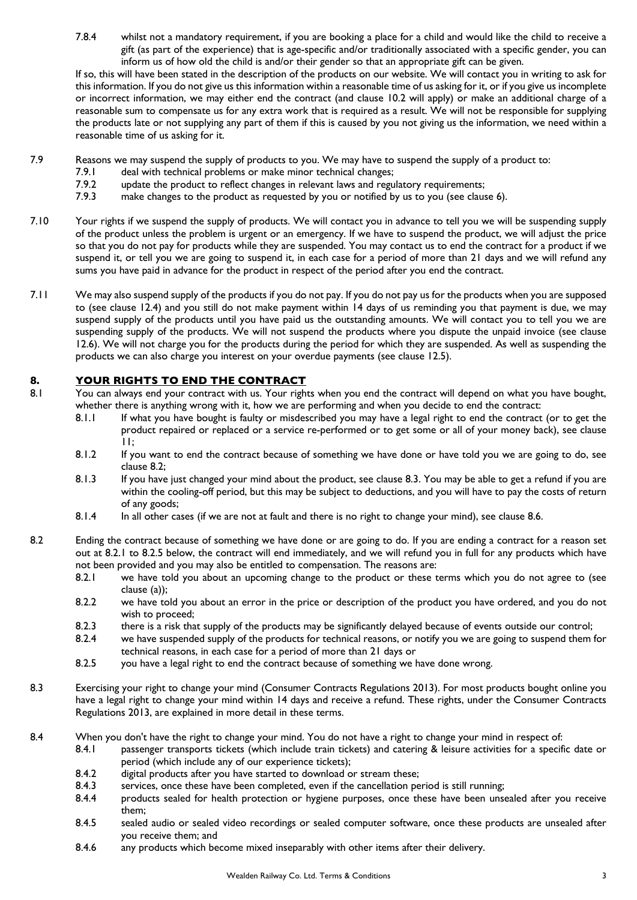7.8.4 whilst not a mandatory requirement, if you are booking a place for a child and would like the child to receive a gift (as part of the experience) that is age-specific and/or traditionally associated with a specific gender, you can inform us of how old the child is and/or their gender so that an appropriate gift can be given.

If so, this will have been stated in the description of the products on our website. We will contact you in writing to ask for this information. If you do not give us this information within a reasonable time of us asking for it, or if you give us incomplete or incorrect information, we may either end the contract (and clause 10.2 will apply) or make an additional charge of a reasonable sum to compensate us for any extra work that is required as a result. We will not be responsible for supplying the products late or not supplying any part of them if this is caused by you not giving us the information, we need within a reasonable time of us asking for it.

7.9 Reasons we may suspend the supply of products to you. We may have to suspend the supply of a product to:

- 7.9.1 deal with technical problems or make minor technical changes;
- 7.9.2 update the product to reflect changes in relevant laws and regulatory requirements;
- 7.9.3 make changes to the product as requested by you or notified by us to you (see clause 6).

7.10 Your rights if we suspend the supply of products. We will contact you in advance to tell you we will be suspending supply of the product unless the problem is urgent or an emergency. If we have to suspend the product, we will adjust the price so that you do not pay for products while they are suspended. You may contact us to end the contract for a product if we suspend it, or tell you we are going to suspend it, in each case for a period of more than 21 days and we will refund any sums you have paid in advance for the product in respect of the period after you end the contract.

7.11 We may also suspend supply of the products if you do not pay. If you do not pay us for the products when you are supposed to (see clause 12.4) and you still do not make payment within 14 days of us reminding you that payment is due, we may suspend supply of the products until you have paid us the outstanding amounts. We will contact you to tell you we are suspending supply of the products. We will not suspend the products where you dispute the unpaid invoice (see clause 12.6). We will not charge you for the products during the period for which they are suspended. As well as suspending the products we can also charge you interest on your overdue payments (see clause 12.5).

## 8. YOUR RIGHTS TO END THE CONTRACT

8.1 You can always end your contract with us. Your rights when you end the contract will depend on what you have bought, whether there is anything wrong with it, how we are performing and when you decide to end the contract:

- 8.1.1 If what you have bought is faulty or misdescribed you may have a legal right to end the contract (or to get the product repaired or replaced or a service re-performed or to get some or all of your money back), see clause 11;
- 8.1.2 If you want to end the contract because of something we have done or have told you we are going to do, see clause 8.2;
- 8.1.3 If you have just changed your mind about the product, see clause 8.3. You may be able to get a refund if you are within the cooling-off period, but this may be subject to deductions, and you will have to pay the costs of return of any goods;
- 8.1.4 In all other cases (if we are not at fault and there is no right to change your mind), see clause 8.6.

8.2 Ending the contract because of something we have done or are going to do. If you are ending a contract for a reason set out at 8.2.1 to 8.2.5 below, the contract will end immediately, and we will refund you in full for any products which have not been provided and you may also be entitled to compensation. The reasons are:

- 8.2.1 we have told you about an upcoming change to the product or these terms which you do not agree to (see clause (a));
- 8.2.2 we have told you about an error in the price or description of the product you have ordered, and you do not wish to proceed;
- 8.2.3 there is a risk that supply of the products may be significantly delayed because of events outside our control;
- 8.2.4 we have suspended supply of the products for technical reasons, or notify you we are going to suspend them for technical reasons, in each case for a period of more than 21 days or
- 8.2.5 you have a legal right to end the contract because of something we have done wrong.

8.3 Exercising your right to change your mind (Consumer Contracts Regulations 2013). For most products bought online you have a legal right to change your mind within 14 days and receive a refund. These rights, under the Consumer Contracts Regulations 2013, are explained in more detail in these terms.

8.4 When you don't have the right to change your mind. You do not have a right to change your mind in respect of:

- 8.4.1 passenger transports tickets (which include train tickets) and catering & leisure activities for a specific date or period (which include any of our experience tickets);
- 8.4.2 digital products after you have started to download or stream these;
- 8.4.3 services, once these have been completed, even if the cancellation period is still running;
- 8.4.4 products sealed for health protection or hygiene purposes, once these have been unsealed after you receive them;
- 8.4.5 sealed audio or sealed video recordings or sealed computer software, once these products are unsealed after you receive them; and
- 8.4.6 any products which become mixed inseparably with other items after their delivery.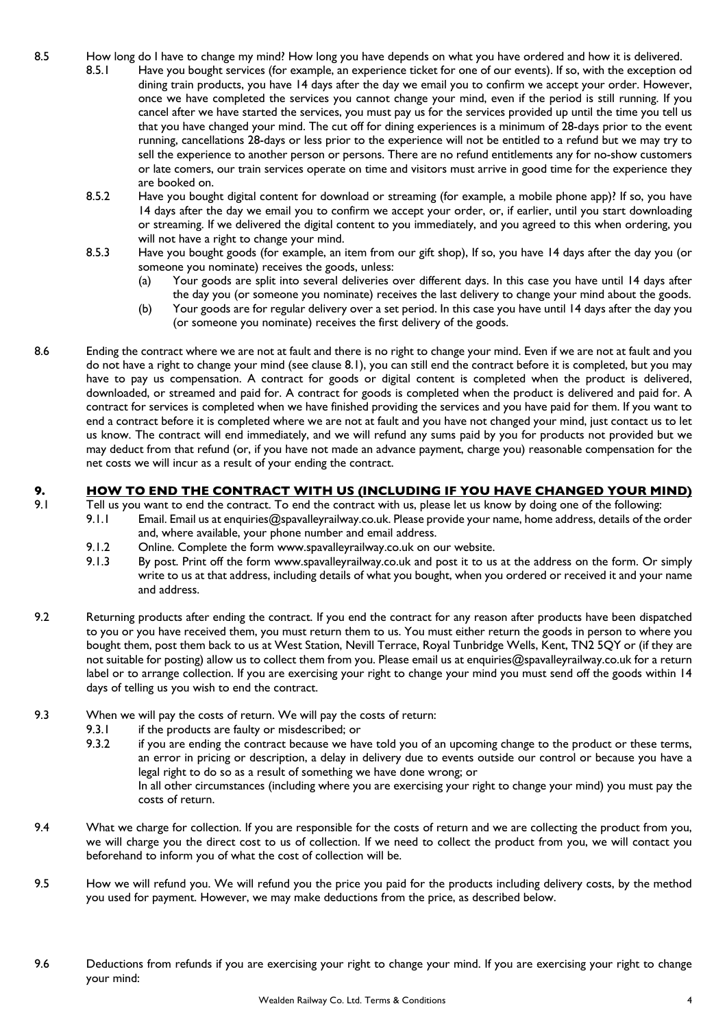8.5 How long do I have to change my mind? How long you have depends on what you have ordered and how it is delivered.

8.5.1 Have you bought services (for example, an experience ticket for one of our events). If so, with the exception od dining train products, you have 14 days after the day we email you to confirm we accept your order. However, once we have completed the services you cannot change your mind, even if the period is still running. If you cancel after we have started the services, you must pay us for the services provided up until the time you tell us that you have changed your mind. The cut off for dining experiences is a minimum of 28-days prior to the event running, cancellations 28-days or less prior to the experience will not be entitled to a refund but we may try to sell the experience to another person or persons. There are no refund entitlements any for no-show customers or late comers, our train services operate on time and visitors must arrive in good time for the experience they are booked on.

8.5.2 Have you bought digital content for download or streaming (for example, a mobile phone app)? If so, you have 14 days after the day we email you to confirm we accept your order, or, if earlier, until you start downloading or streaming. If we delivered the digital content to you immediately, and you agreed to this when ordering, you will not have a right to change your mind.

8.5.3 Have you bought goods (for example, an item from our gift shop), If so, you have 14 days after the day you (or someone you nominate) receives the goods, unless:

(a) Your goods are split into several deliveries over different days. In this case you have until 14 days after the day you (or someone you nominate) receives the last delivery to change your mind about the goods.

(b) Your goods are for regular delivery over a set period. In this case you have until 14 days after the day you (or someone you nominate) receives the first delivery of the goods.

8.6 Ending the contract where we are not at fault and there is no right to change your mind. Even if we are not at fault and you do not have a right to change your mind (see clause 8.1), you can still end the contract before it is completed, but you may have to pay us compensation. A contract for goods or digital content is completed when the product is delivered, downloaded, or streamed and paid for. A contract for goods is completed when the product is delivered and paid for. A contract for services is completed when we have finished providing the services and you have paid for them. If you want to end a contract before it is completed where we are not at fault and you have not changed your mind, just contact us to let us know. The contract will end immediately, and we will refund any sums paid by you for products not provided but we may deduct from that refund (or, if you have not made an advance payment, charge you) reasonable compensation for the net costs we will incur as a result of your ending the contract.

## 9. HOW TO END THE CONTRACT WITH US (INCLUDING IF YOU HAVE CHANGED YOUR MIND)

9.1 Tell us you want to end the contract. To end the contract with us, please let us know by doing one of the following:

9.1.1 Email. Email us at enquiries@spavalleyrailway.co.uk. Please provide your name, home address, details of the order and, where available, your phone number and email address.

9.1.2 Online. Complete the form www.spavalleyrailway.co.uk on our website.

9.1.3 By post. Print off the form www.spavalleyrailway.co.uk and post it to us at the address on the form. Or simply write to us at that address, including details of what you bought, when you ordered or received it and your name and address.

9.2 Returning products after ending the contract. If you end the contract for any reason after products have been dispatched to you or you have received them, you must return them to us. You must either return the goods in person to where you bought them, post them back to us at West Station, Nevill Terrace, Royal Tunbridge Wells, Kent, TN2 5QY or (if they are not suitable for posting) allow us to collect them from you. Please email us at enquiries@spavalleyrailway.co.uk for a return label or to arrange collection. If you are exercising your right to change your mind you must send off the goods within 14 days of telling us you wish to end the contract.

9.3 When we will pay the costs of return. We will pay the costs of return:

9.3.1 if the products are faulty or misdescribed; or

9.3.2 if you are ending the contract because we have told you of an upcoming change to the product or these terms, an error in pricing or description, a delay in delivery due to events outside our control or because you have a legal right to do so as a result of something we have done wrong; or

In all other circumstances (including where you are exercising your right to change your mind) you must pay the costs of return.

9.4 What we charge for collection. If you are responsible for the costs of return and we are collecting the product from you, we will charge you the direct cost to us of collection. If we need to collect the product from you, we will contact you beforehand to inform you of what the cost of collection will be.

9.5 How we will refund you. We will refund you the price you paid for the products including delivery costs, by the method you used for payment. However, we may make deductions from the price, as described below.

9.6 Deductions from refunds if you are exercising your right to change your mind. If you are exercising your right to change your mind: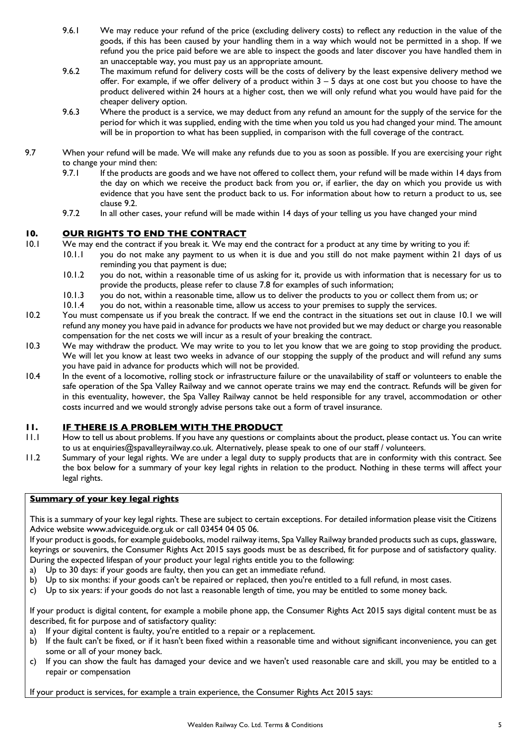9.6.1 We may reduce your refund of the price (excluding delivery costs) to reflect any reduction in the value of the goods, if this has been caused by your handling them in a way which would not be permitted in a shop. If we refund you the price paid before we are able to inspect the goods and later discover you have handled them in an unacceptable way, you must pay us an appropriate amount.

9.6.2 The maximum refund for delivery costs will be the costs of delivery by the least expensive delivery method we offer. For example, if we offer delivery of a product within 3 – 5 days at one cost but you choose to have the product delivered within 24 hours at a higher cost, then we will only refund what you would have paid for the cheaper delivery option.

9.6.3 Where the product is a service, we may deduct from any refund an amount for the supply of the service for the period for which it was supplied, ending with the time when you told us you had changed your mind. The amount will be in proportion to what has been supplied, in comparison with the full coverage of the contract.

9.7 When your refund will be made. We will make any refunds due to you as soon as possible. If you are exercising your right to change your mind then:

9.7.1 If the products are goods and we have not offered to collect them, your refund will be made within 14 days from the day on which we receive the product back from you or, if earlier, the day on which you provide us with evidence that you have sent the product back to us. For information about how to return a product to us, see clause 9.2.

9.7.2 In all other cases, your refund will be made within 14 days of your telling us you have changed your mind

## 10. OUR RIGHTS TO END THE CONTRACT

10.1 We may end the contract if you break it. We may end the contract for a product at any time by writing to you if:

10.1.1 you do not make any payment to us when it is due and you still do not make payment within 21 days of us reminding you that payment is due;

10.1.2 you do not, within a reasonable time of us asking for it, provide us with information that is necessary for us to provide the products, please refer to clause 7.8 for examples of such information;

10.1.3 you do not, within a reasonable time, allow us to deliver the products to you or collect them from us; or

10.1.4 you do not, within a reasonable time, allow us access to your premises to supply the services.

10.2 You must compensate us if you break the contract. If we end the contract in the situations set out in clause 10.1 we will refund any money you have paid in advance for products we have not provided but we may deduct or charge you reasonable compensation for the net costs we will incur as a result of your breaking the contract.

10.3 We may withdraw the product. We may write to you to let you know that we are going to stop providing the product. We will let you know at least two weeks in advance of our stopping the supply of the product and will refund any sums you have paid in advance for products which will not be provided.

10.4 In the event of a locomotive, rolling stock or infrastructure failure or the unavailability of staff or volunteers to enable the safe operation of the Spa Valley Railway and we cannot operate trains we may end the contract. Refunds will be given for in this eventuality, however, the Spa Valley Railway cannot be held responsible for any travel, accommodation or other costs incurred and we would strongly advise persons take out a form of travel insurance.

## 11. IF THERE IS A PROBLEM WITH THE PRODUCT

11.1 How to tell us about problems. If you have any questions or complaints about the product, please contact us. You can write to us at enquiries@spavalleyrailway.co.uk. Alternatively, please speak to one of our staff / volunteers.

11.2 Summary of your legal rights. We are under a legal duty to supply products that are in conformity with this contract. See the box below for a summary of your key legal rights in relation to the product. Nothing in these terms will affect your legal rights.

**Summary of your key legal rights**

This is a summary of your key legal rights. These are subject to certain exceptions. For detailed information please visit the Citizens Advice website www.adviceguide.org.uk or call 03454 04 05 06.

If your product is goods, for example guidebooks, model railway items, Spa Valley Railway branded products such as cups, glassware, keyrings or souvenirs, the Consumer Rights Act 2015 says goods must be as described, fit for purpose and of satisfactory quality. During the expected lifespan of your product your legal rights entitle you to the following:

a) Up to 30 days: if your goods are faulty, then you can get an immediate refund.
b) Up to six months: if your goods can't be repaired or replaced, then you're entitled to a full refund, in most cases.
c) Up to six years: if your goods do not last a reasonable length of time, you may be entitled to some money back.

If your product is digital content, for example a mobile phone app, the Consumer Rights Act 2015 says digital content must be as described, fit for purpose and of satisfactory quality:

a) If your digital content is faulty, you're entitled to a repair or a replacement.
b) If the fault can't be fixed, or if it hasn't been fixed within a reasonable time and without significant inconvenience, you can get some or all of your money back.
c) If you can show the fault has damaged your device and we haven't used reasonable care and skill, you may be entitled to a repair or compensation

If your product is services, for example a train experience, the Consumer Rights Act 2015 says: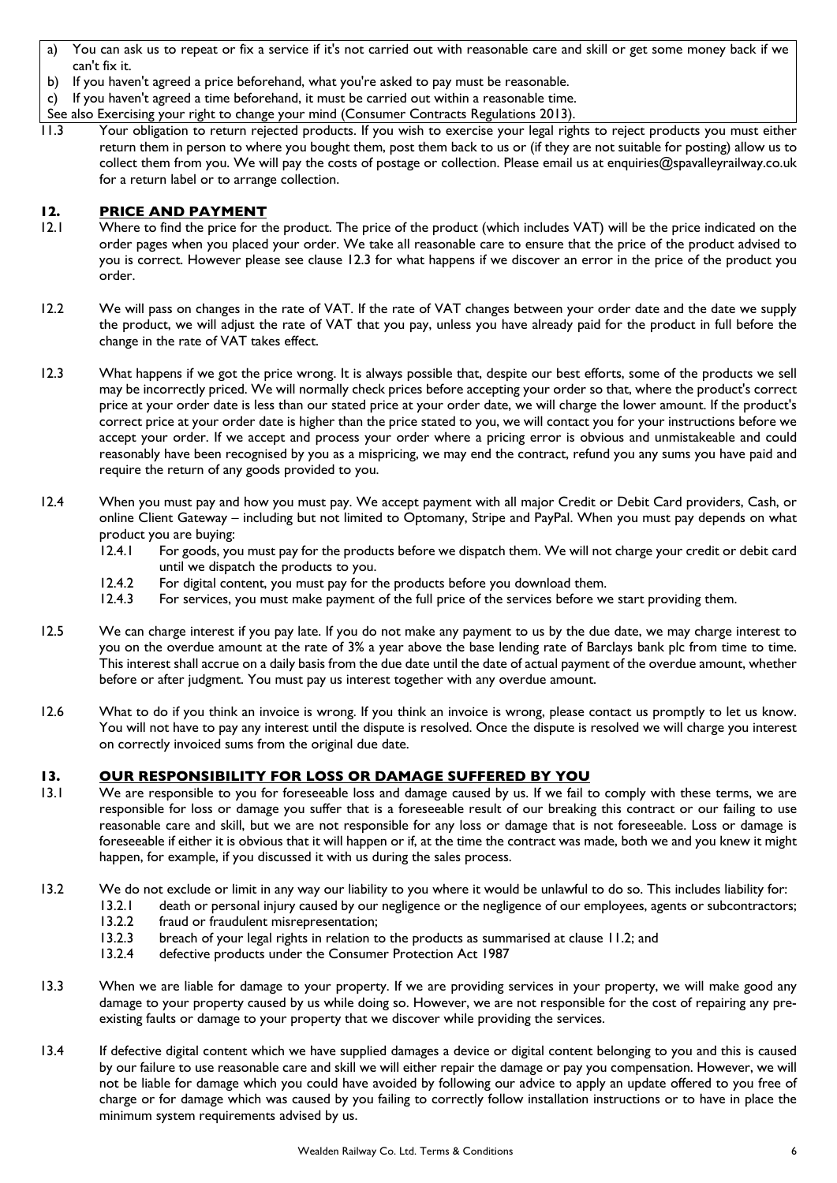a) You can ask us to repeat or fix a service if it's not carried out with reasonable care and skill or get some money back if we can't fix it.
b) If you haven't agreed a price beforehand, what you're asked to pay must be reasonable.
c) If you haven't agreed a time beforehand, it must be carried out within a reasonable time.

See also Exercising your right to change your mind (Consumer Contracts Regulations 2013).

11.3 Your obligation to return rejected products. If you wish to exercise your legal rights to reject products you must either return them in person to where you bought them, post them back to us or (if they are not suitable for posting) allow us to collect them from you. We will pay the costs of postage or collection. Please email us at enquiries@spavalleyrailway.co.uk for a return label or to arrange collection.

## 12. PRICE AND PAYMENT

12.1 Where to find the price for the product. The price of the product (which includes VAT) will be the price indicated on the order pages when you placed your order. We take all reasonable care to ensure that the price of the product advised to you is correct. However please see clause 12.3 for what happens if we discover an error in the price of the product you order.

12.2 We will pass on changes in the rate of VAT. If the rate of VAT changes between your order date and the date we supply the product, we will adjust the rate of VAT that you pay, unless you have already paid for the product in full before the change in the rate of VAT takes effect.

12.3 What happens if we got the price wrong. It is always possible that, despite our best efforts, some of the products we sell may be incorrectly priced. We will normally check prices before accepting your order so that, where the product's correct price at your order date is less than our stated price at your order date, we will charge the lower amount. If the product's correct price at your order date is higher than the price stated to you, we will contact you for your instructions before we accept your order. If we accept and process your order where a pricing error is obvious and unmistakeable and could reasonably have been recognised by you as a mispricing, we may end the contract, refund you any sums you have paid and require the return of any goods provided to you.

12.4 When you must pay and how you must pay. We accept payment with all major Credit or Debit Card providers, Cash, or online Client Gateway – including but not limited to Optomany, Stripe and PayPal. When you must pay depends on what product you are buying:

- 12.4.1 For goods, you must pay for the products before we dispatch them. We will not charge your credit or debit card until we dispatch the products to you.
- 12.4.2 For digital content, you must pay for the products before you download them.
- 12.4.3 For services, you must make payment of the full price of the services before we start providing them.

12.5 We can charge interest if you pay late. If you do not make any payment to us by the due date, we may charge interest to you on the overdue amount at the rate of 3% a year above the base lending rate of Barclays bank plc from time to time. This interest shall accrue on a daily basis from the due date until the date of actual payment of the overdue amount, whether before or after judgment. You must pay us interest together with any overdue amount.

12.6 What to do if you think an invoice is wrong. If you think an invoice is wrong, please contact us promptly to let us know. You will not have to pay any interest until the dispute is resolved. Once the dispute is resolved we will charge you interest on correctly invoiced sums from the original due date.

## 13. OUR RESPONSIBILITY FOR LOSS OR DAMAGE SUFFERED BY YOU

13.1 We are responsible to you for foreseeable loss and damage caused by us. If we fail to comply with these terms, we are responsible for loss or damage you suffer that is a foreseeable result of our breaking this contract or our failing to use reasonable care and skill, but we are not responsible for any loss or damage that is not foreseeable. Loss or damage is foreseeable if either it is obvious that it will happen or if, at the time the contract was made, both we and you knew it might happen, for example, if you discussed it with us during the sales process.

13.2 We do not exclude or limit in any way our liability to you where it would be unlawful to do so. This includes liability for:

- 13.2.1 death or personal injury caused by our negligence or the negligence of our employees, agents or subcontractors;
- 13.2.2 fraud or fraudulent misrepresentation;
- 13.2.3 breach of your legal rights in relation to the products as summarised at clause 11.2; and
- 13.2.4 defective products under the Consumer Protection Act 1987

13.3 When we are liable for damage to your property. If we are providing services in your property, we will make good any damage to your property caused by us while doing so. However, we are not responsible for the cost of repairing any pre-existing faults or damage to your property that we discover while providing the services.

13.4 If defective digital content which we have supplied damages a device or digital content belonging to you and this is caused by our failure to use reasonable care and skill we will either repair the damage or pay you compensation. However, we will not be liable for damage which you could have avoided by following our advice to apply an update offered to you free of charge or for damage which was caused by you failing to correctly follow installation instructions or to have in place the minimum system requirements advised by us.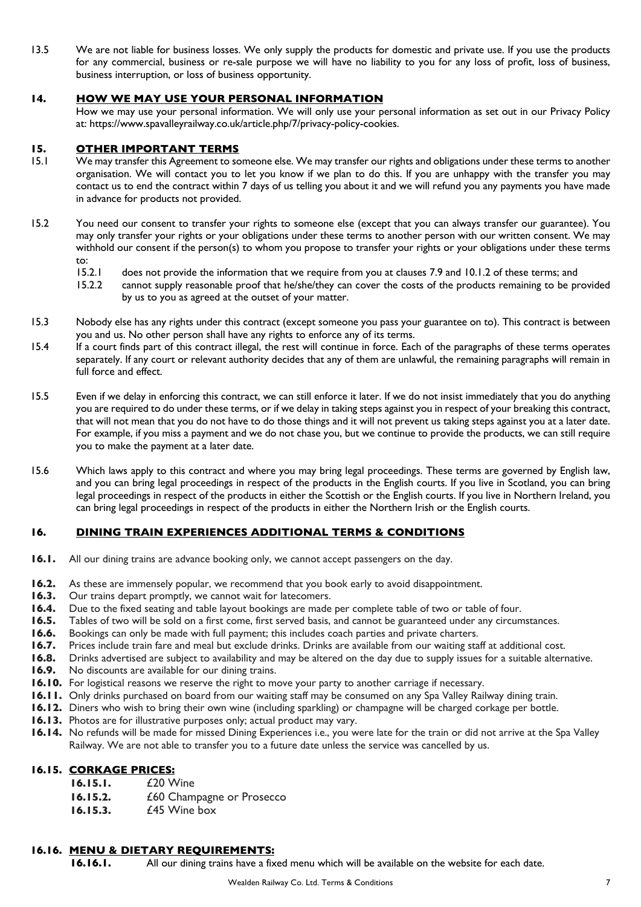13.5 We are not liable for business losses. We only supply the products for domestic and private use. If you use the products for any commercial, business or re-sale purpose we will have no liability to you for any loss of profit, loss of business, business interruption, or loss of business opportunity.

## 14. HOW WE MAY USE YOUR PERSONAL INFORMATION

How we may use your personal information. We will only use your personal information as set out in our Privacy Policy at: https://www.spavalleyrailway.co.uk/article.php/7/privacy-policy-cookies.

## 15. OTHER IMPORTANT TERMS

15.1 We may transfer this Agreement to someone else. We may transfer our rights and obligations under these terms to another organisation. We will contact you to let you know if we plan to do this. If you are unhappy with the transfer you may contact us to end the contract within 7 days of us telling you about it and we will refund you any payments you have made in advance for products not provided.

15.2 You need our consent to transfer your rights to someone else (except that you can always transfer our guarantee). You may only transfer your rights or your obligations under these terms to another person with our written consent. We may withhold our consent if the person(s) to whom you propose to transfer your rights or your obligations under these terms to:

- 15.2.1 does not provide the information that we require from you at clauses 7.9 and 10.1.2 of these terms; and
- 15.2.2 cannot supply reasonable proof that he/she/they can cover the costs of the products remaining to be provided by us to you as agreed at the outset of your matter.

15.3 Nobody else has any rights under this contract (except someone you pass your guarantee on to). This contract is between you and us. No other person shall have any rights to enforce any of its terms.

15.4 If a court finds part of this contract illegal, the rest will continue in force. Each of the paragraphs of these terms operates separately. If any court or relevant authority decides that any of them are unlawful, the remaining paragraphs will remain in full force and effect.

15.5 Even if we delay in enforcing this contract, we can still enforce it later. If we do not insist immediately that you do anything you are required to do under these terms, or if we delay in taking steps against you in respect of your breaking this contract, that will not mean that you do not have to do those things and it will not prevent us taking steps against you at a later date. For example, if you miss a payment and we do not chase you, but we continue to provide the products, we can still require you to make the payment at a later date.

15.6 Which laws apply to this contract and where you may bring legal proceedings. These terms are governed by English law, and you can bring legal proceedings in respect of the products in the English courts. If you live in Scotland, you can bring legal proceedings in respect of the products in either the Scottish or the English courts. If you live in Northern Ireland, you can bring legal proceedings in respect of the products in either the Northern Irish or the English courts.

## 16. DINING TRAIN EXPERIENCES ADDITIONAL TERMS & CONDITIONS

**16.1.** All our dining trains are advance booking only, we cannot accept passengers on the day.

**16.2.** As these are immensely popular, we recommend that you book early to avoid disappointment.
**16.3.** Our trains depart promptly, we cannot wait for latecomers.
**16.4.** Due to the fixed seating and table layout bookings are made per complete table of two or table of four.
**16.5.** Tables of two will be sold on a first come, first served basis, and cannot be guaranteed under any circumstances.
**16.6.** Bookings can only be made with full payment; this includes coach parties and private charters.
**16.7.** Prices include train fare and meal but exclude drinks. Drinks are available from our waiting staff at additional cost.
**16.8.** Drinks advertised are subject to availability and may be altered on the day due to supply issues for a suitable alternative.
**16.9.** No discounts are available for our dining trains.
**16.10.** For logistical reasons we reserve the right to move your party to another carriage if necessary.
**16.11.** Only drinks purchased on board from our waiting staff may be consumed on any Spa Valley Railway dining train.
**16.12.** Diners who wish to bring their own wine (including sparkling) or champagne will be charged corkage per bottle.
**16.13.** Photos are for illustrative purposes only; actual product may vary.
**16.14.** No refunds will be made for missed Dining Experiences i.e., you were late for the train or did not arrive at the Spa Valley Railway. We are not able to transfer you to a future date unless the service was cancelled by us.

### 16.15. CORKAGE PRICES:

- **16.15.1.** £20 Wine
- **16.15.2.** £60 Champagne or Prosecco
- **16.15.3.** £45 Wine box

### 16.16. MENU & DIETARY REQUIREMENTS:

- **16.16.1.** All our dining trains have a fixed menu which will be available on the website for each date.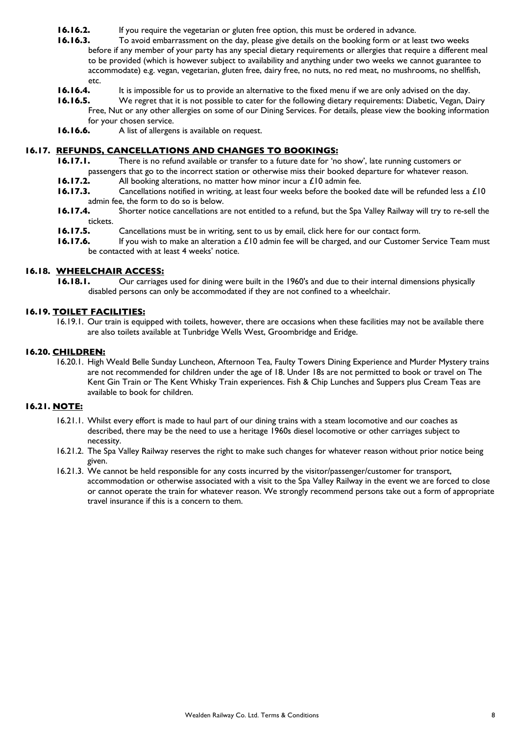**16.16.2.** If you require the vegetarian or gluten free option, this must be ordered in advance.

**16.16.3.** To avoid embarrassment on the day, please give details on the booking form or at least two weeks before if any member of your party has any special dietary requirements or allergies that require a different meal to be provided (which is however subject to availability and anything under two weeks we cannot guarantee to accommodate) e.g. vegan, vegetarian, gluten free, dairy free, no nuts, no red meat, no mushrooms, no shellfish, etc.

**16.16.4.** It is impossible for us to provide an alternative to the fixed menu if we are only advised on the day.

**16.16.5.** We regret that it is not possible to cater for the following dietary requirements: Diabetic, Vegan, Dairy Free, Nut or any other allergies on some of our Dining Services. For details, please view the booking information for your chosen service.

**16.16.6.** A list of allergens is available on request.

## 16.17. REFUNDS, CANCELLATIONS AND CHANGES TO BOOKINGS:

**16.17.1.** There is no refund available or transfer to a future date for 'no show', late running customers or passengers that go to the incorrect station or otherwise miss their booked departure for whatever reason.

**16.17.2.** All booking alterations, no matter how minor incur a £10 admin fee.

**16.17.3.** Cancellations notified in writing, at least four weeks before the booked date will be refunded less a £10 admin fee, the form to do so is below.

**16.17.4.** Shorter notice cancellations are not entitled to a refund, but the Spa Valley Railway will try to re-sell the tickets.

**16.17.5.** Cancellations must be in writing, sent to us by email, click here for our contact form.

**16.17.6.** If you wish to make an alteration a £10 admin fee will be charged, and our Customer Service Team must be contacted with at least 4 weeks' notice.

## 16.18. WHEELCHAIR ACCESS:

**16.18.1.** Our carriages used for dining were built in the 1960's and due to their internal dimensions physically disabled persons can only be accommodated if they are not confined to a wheelchair.

## 16.19. TOILET FACILITIES:

16.19.1. Our train is equipped with toilets, however, there are occasions when these facilities may not be available there are also toilets available at Tunbridge Wells West, Groombridge and Eridge.

## 16.20. CHILDREN:

16.20.1. High Weald Belle Sunday Luncheon, Afternoon Tea, Faulty Towers Dining Experience and Murder Mystery trains are not recommended for children under the age of 18. Under 18s are not permitted to book or travel on The Kent Gin Train or The Kent Whisky Train experiences. Fish & Chip Lunches and Suppers plus Cream Teas are available to book for children.

## 16.21. NOTE:

16.21.1. Whilst every effort is made to haul part of our dining trains with a steam locomotive and our coaches as described, there may be the need to use a heritage 1960s diesel locomotive or other carriages subject to necessity.

16.21.2. The Spa Valley Railway reserves the right to make such changes for whatever reason without prior notice being given.

16.21.3. We cannot be held responsible for any costs incurred by the visitor/passenger/customer for transport, accommodation or otherwise associated with a visit to the Spa Valley Railway in the event we are forced to close or cannot operate the train for whatever reason. We strongly recommend persons take out a form of appropriate travel insurance if this is a concern to them.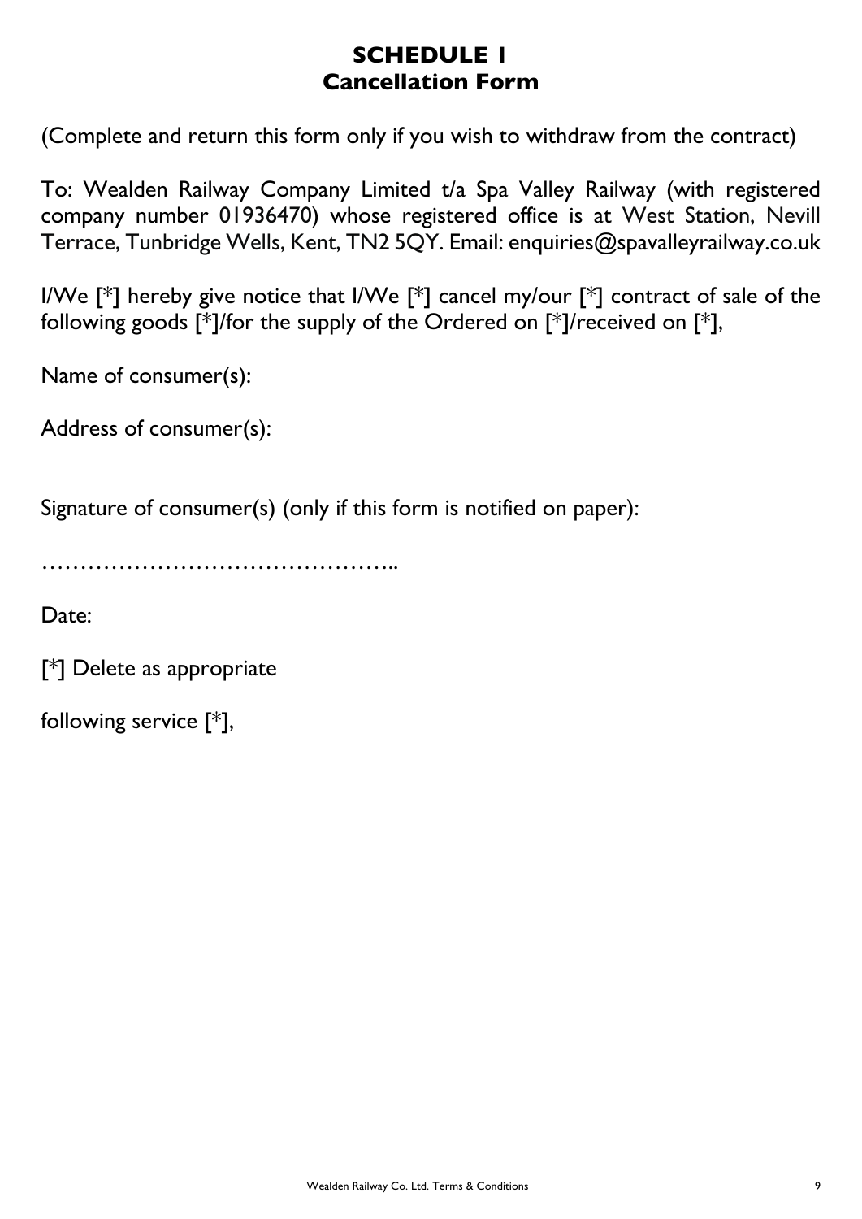# SCHEDULE 1
## Cancellation Form

(Complete and return this form only if you wish to withdraw from the contract)

To: Wealden Railway Company Limited t/a Spa Valley Railway (with registered company number 01936470) whose registered office is at West Station, Nevill Terrace, Tunbridge Wells, Kent, TN2 5QY. Email: enquiries@spavalleyrailway.co.uk

I/We [*] hereby give notice that I/We [*] cancel my/our [*] contract of sale of the following goods [*]/for the supply of the Ordered on [*]/received on [*],

Name of consumer(s):

Address of consumer(s):

Signature of consumer(s) (only if this form is notified on paper):

………………………………………..

Date:

[*] Delete as appropriate

following service [*],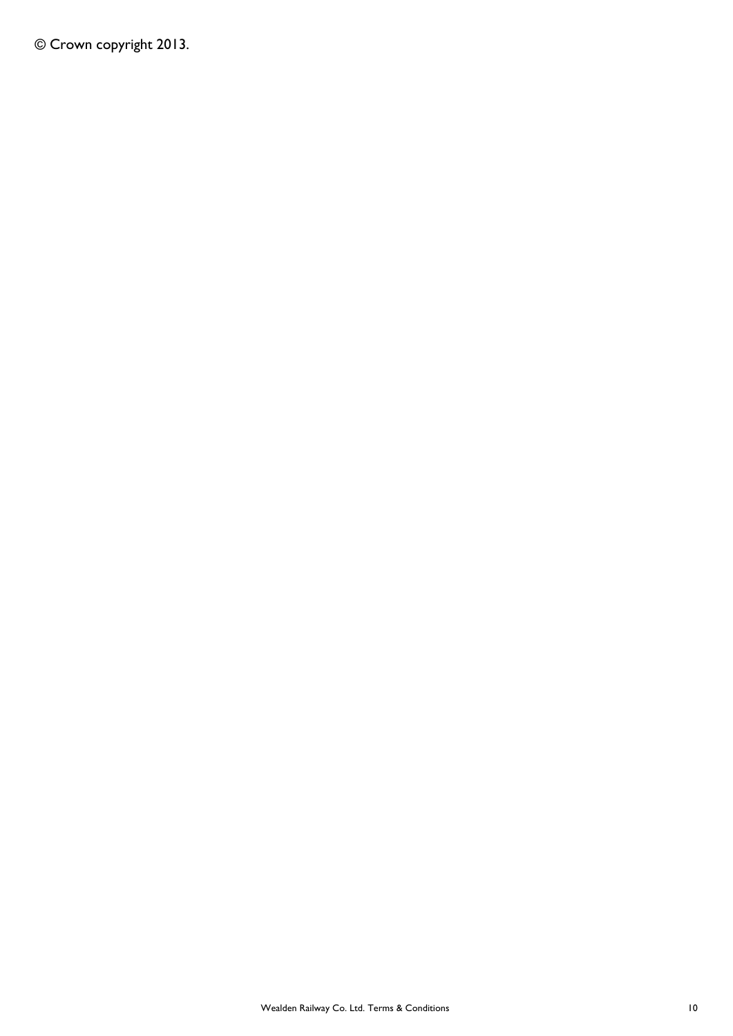© Crown copyright 2013.